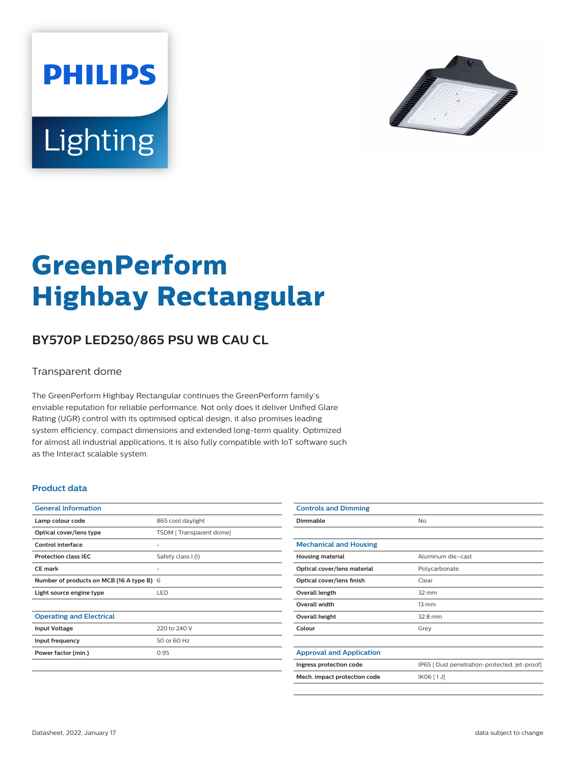# GreenPerform Highbay Rectangular

## BY570P LED250/865 PSU WB CAU CL

Transparent dome

The GreenPerform Highbay Rectangular continues the GreenPerform family's enviable reputation for reliable performance. Not only does it deliver Unified Glare Rating (UGR) control with its optimised optical design, it also promises leading system efficiency, compact dimensions and extended long-term quality. Optimized for almost all industrial applications, it is also fully compatible with IoT software such as the Interact scalable system.

### Product data

| General Information | |
|---|---|
| **Lamp colour code** | 865 cool daylight |
| **Optical cover/lens type** | TSDM [ Transparent dome] |
| **Control interface** | - |
| **Protection class IEC** | Safety class I (I) |
| **CE mark** | - |
| **Number of products on MCB (16 A type B)** | 6 |
| **Light source engine type** | LED |

| Operating and Electrical | |
|---|---|
| **Input Voltage** | 220 to 240 V |
| **Input frequency** | 50 or 60 Hz |
| **Power factor (min.)** | 0.95 |

| Controls and Dimming | |
|---|---|
| **Dimmable** | No |

| Mechanical and Housing | |
|---|---|
| **Housing material** | Aluminum die-cast |
| **Optical cover/lens material** | Polycarbonate |
| **Optical cover/lens finish** | Clear |
| **Overall length** | 32 mm |
| **Overall width** | 13 mm |
| **Overall height** | 32.8 mm |
| **Colour** | Grey |

| Approval and Application | |
|---|---|
| **Ingress protection code** | IP65 [ Dust penetration-protected, jet-proof] |
| **Mech. impact protection code** | IK06 [ 1 J] |

Datasheet, 2022, January 17 data subject to change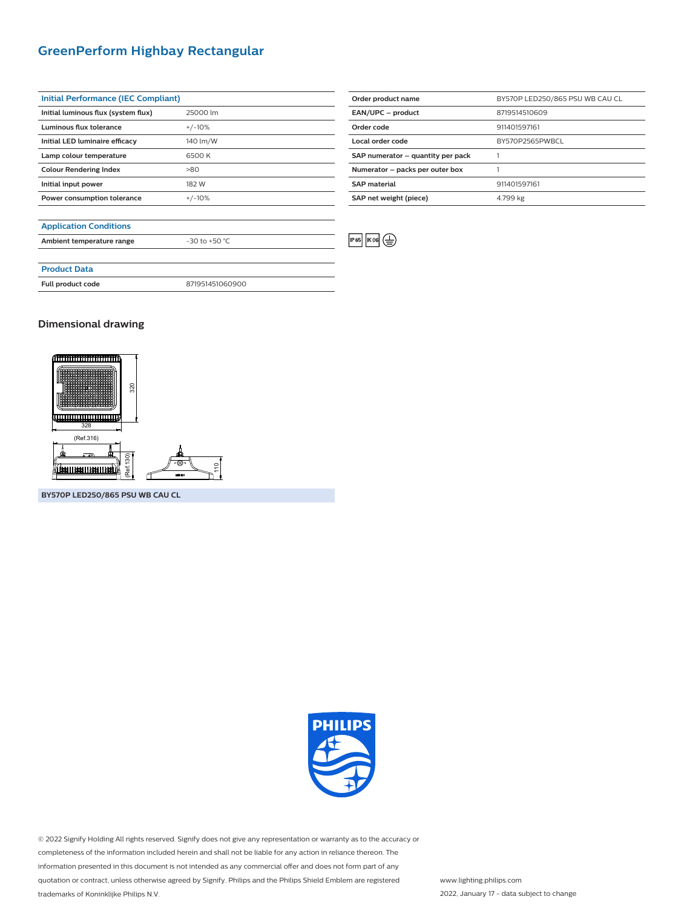# GreenPerform Highbay Rectangular

| Initial Performance (IEC Compliant) | |
|---|---|
| Initial luminous flux (system flux) | 25000 lm |
| Luminous flux tolerance | +/-10% |
| Initial LED luminaire efficacy | 140 lm/W |
| Lamp colour temperature | 6500 K |
| Colour Rendering Index | >80 |
| Initial input power | 182 W |
| Power consumption tolerance | +/-10% |

| Application Conditions | |
|---|---|
| Ambient temperature range | -30 to +50 °C |

| Product Data | |
|---|---|
| Full product code | 871951451060900 |

| | |
|---|---|
| Order product name | BY570P LED250/865 PSU WB CAU CL |
| EAN/UPC – product | 8719514510609 |
| Order code | 911401597161 |
| Local order code | BY570P2565PWBCL |
| SAP numerator – quantity per pack | 1 |
| Numerator – packs per outer box | 1 |
| SAP material | 911401597161 |
| SAP net weight (piece) | 4.799 kg |

IP65 IK06

## Dimensional drawing

320
328
(Ref.316)
(Ref.130)
110

**BY570P LED250/865 PSU WB CAU CL**

© 2022 Signify Holding All rights reserved. Signify does not give any representation or warranty as to the accuracy or completeness of the information included herein and shall not be liable for any action in reliance thereon. The information presented in this document is not intended as any commercial offer and does not form part of any quotation or contract, unless otherwise agreed by Signify. Philips and the Philips Shield Emblem are registered trademarks of Koninklijke Philips N.V.

www.lighting.philips.com
2022, January 17 - data subject to change